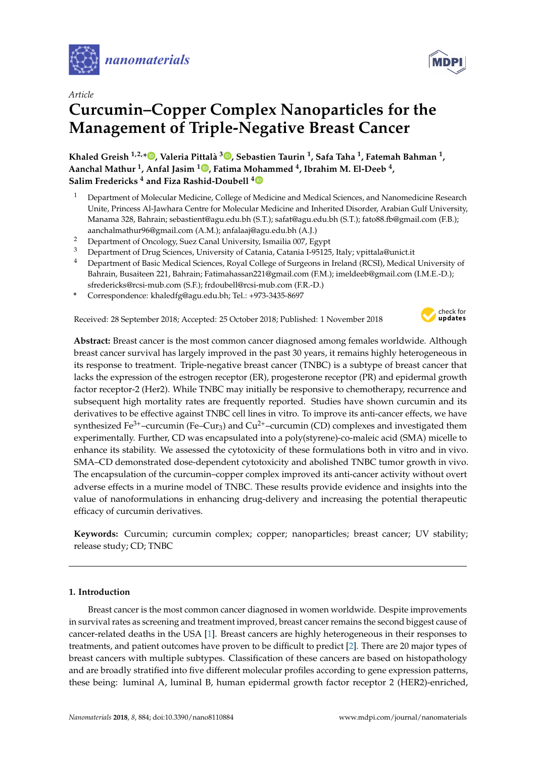*Article*

# Curcumin–Copper Complex Nanoparticles for the Management of Triple-Negative Breast Cancer

**Khaled Greish [1,2,*], Valeria Pittalà [3], Sebastien Taurin [1], Safa Taha [1], Fatemah Bahman [1], Aanchal Mathur [1], Anfal Jasim [1], Fatima Mohammed [4], Ibrahim M. El-Deeb [4], Salim Fredericks [4] and Fiza Rashid-Doubell [4]**

1. Department of Molecular Medicine, College of Medicine and Medical Sciences, and Nanomedicine Research Unite, Princess Al-Jawhara Centre for Molecular Medicine and Inherited Disorder, Arabian Gulf University, Manama 328, Bahrain; sebastient@agu.edu.bh (S.T.); safat@agu.edu.bh (S.T.); fato88.fb@gmail.com (F.B.); aanchalmathur96@gmail.com (A.M.); anfalaaj@agu.edu.bh (A.J.)
2. Department of Oncology, Suez Canal University, Ismailia 007, Egypt
3. Department of Drug Sciences, University of Catania, Catania I-95125, Italy; vpittala@unict.it
4. Department of Basic Medical Sciences, Royal College of Surgeons in Ireland (RCSI), Medical University of Bahrain, Busaiteen 221, Bahrain; Fatimahassan221@gmail.com (F.M.); imeldeeb@gmail.com (I.M.E.-D.); sfredericks@rcsi-mub.com (S.F.); frdoubell@rcsi-mub.com (F.R.-D.)

\* Correspondence: khaledfg@agu.edu.bh; Tel.: +973-3435-8697

Received: 28 September 2018; Accepted: 25 October 2018; Published: 1 November 2018

**Abstract:** Breast cancer is the most common cancer diagnosed among females worldwide. Although breast cancer survival has largely improved in the past 30 years, it remains highly heterogeneous in its response to treatment. Triple-negative breast cancer (TNBC) is a subtype of breast cancer that lacks the expression of the estrogen receptor (ER), progesterone receptor (PR) and epidermal growth factor receptor-2 (Her2). While TNBC may initially be responsive to chemotherapy, recurrence and subsequent high mortality rates are frequently reported. Studies have shown curcumin and its derivatives to be effective against TNBC cell lines in vitro. To improve its anti-cancer effects, we have synthesized $Fe^{3+}$–curcumin (Fe–$Cur_3$) and $Cu^{2+}$–curcumin (CD) complexes and investigated them experimentally. Further, CD was encapsulated into a poly(styrene)-co-maleic acid (SMA) micelle to enhance its stability. We assessed the cytotoxicity of these formulations both in vitro and in vivo. SMA–CD demonstrated dose-dependent cytotoxicity and abolished TNBC tumor growth in vivo. The encapsulation of the curcumin–copper complex improved its anti-cancer activity without overt adverse effects in a murine model of TNBC. These results provide evidence and insights into the value of nanoformulations in enhancing drug-delivery and increasing the potential therapeutic efficacy of curcumin derivatives.

**Keywords:** Curcumin; curcumin complex; copper; nanoparticles; breast cancer; UV stability; release study; CD; TNBC

## 1. Introduction

Breast cancer is the most common cancer diagnosed in women worldwide. Despite improvements in survival rates as screening and treatment improved, breast cancer remains the second biggest cause of cancer-related deaths in the USA [1]. Breast cancers are highly heterogeneous in their responses to treatments, and patient outcomes have proven to be difficult to predict [2]. There are 20 major types of breast cancers with multiple subtypes. Classification of these cancers are based on histopathology and are broadly stratified into five different molecular profiles according to gene expression patterns, these being: luminal A, luminal B, human epidermal growth factor receptor 2 (HER2)-enriched,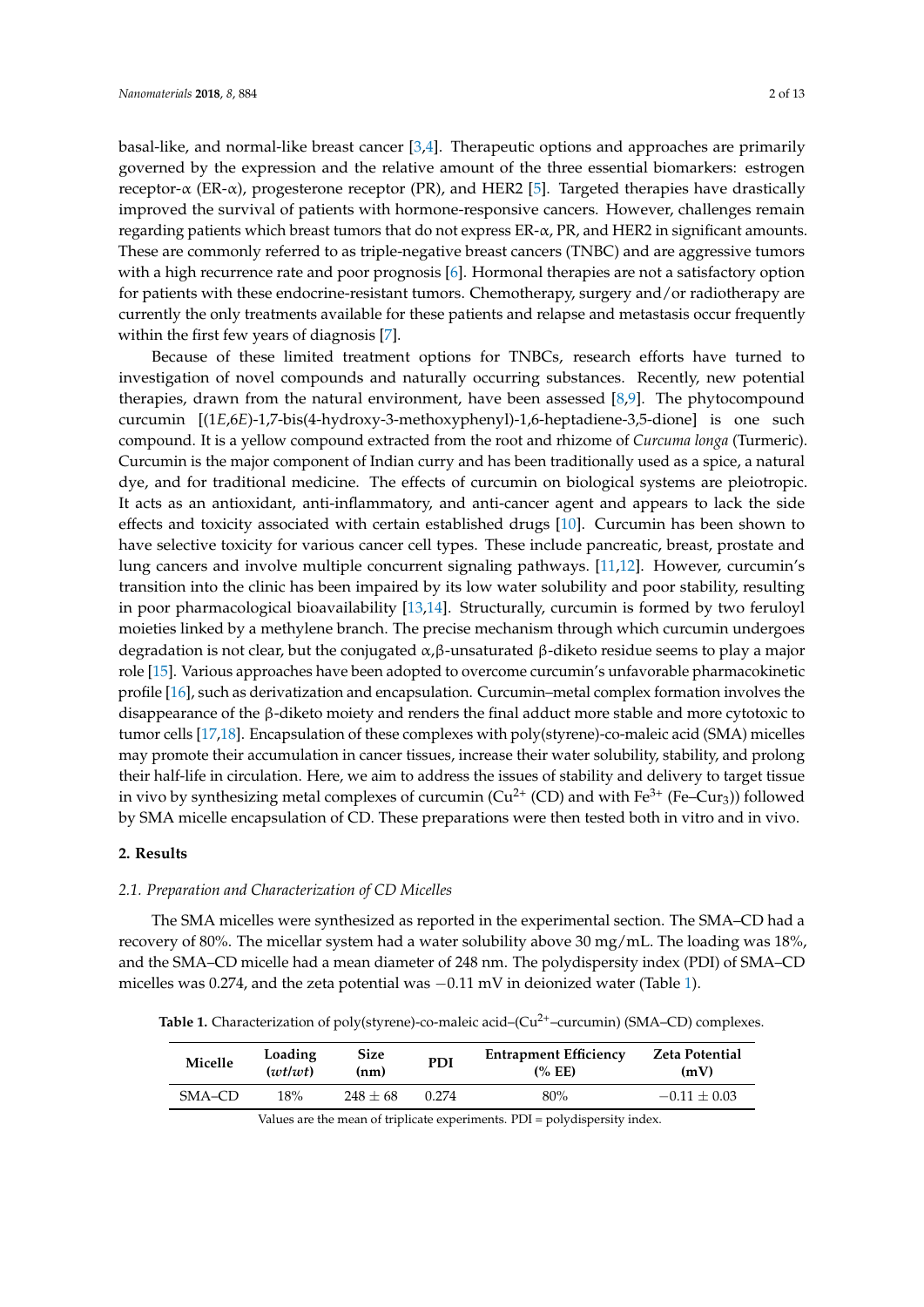basal-like, and normal-like breast cancer [3,4]. Therapeutic options and approaches are primarily governed by the expression and the relative amount of the three essential biomarkers: estrogen receptor-α (ER-α), progesterone receptor (PR), and HER2 [5]. Targeted therapies have drastically improved the survival of patients with hormone-responsive cancers. However, challenges remain regarding patients which breast tumors that do not express ER-α, PR, and HER2 in significant amounts. These are commonly referred to as triple-negative breast cancers (TNBC) and are aggressive tumors with a high recurrence rate and poor prognosis [6]. Hormonal therapies are not a satisfactory option for patients with these endocrine-resistant tumors. Chemotherapy, surgery and/or radiotherapy are currently the only treatments available for these patients and relapse and metastasis occur frequently within the first few years of diagnosis [7].

Because of these limited treatment options for TNBCs, research efforts have turned to investigation of novel compounds and naturally occurring substances. Recently, new potential therapies, drawn from the natural environment, have been assessed [8,9]. The phytocompound curcumin [(1*E*,6*E*)-1,7-bis(4-hydroxy-3-methoxyphenyl)-1,6-heptadiene-3,5-dione] is one such compound. It is a yellow compound extracted from the root and rhizome of *Curcuma longa* (Turmeric). Curcumin is the major component of Indian curry and has been traditionally used as a spice, a natural dye, and for traditional medicine. The effects of curcumin on biological systems are pleiotropic. It acts as an antioxidant, anti-inflammatory, and anti-cancer agent and appears to lack the side effects and toxicity associated with certain established drugs [10]. Curcumin has been shown to have selective toxicity for various cancer cell types. These include pancreatic, breast, prostate and lung cancers and involve multiple concurrent signaling pathways. [11,12]. However, curcumin's transition into the clinic has been impaired by its low water solubility and poor stability, resulting in poor pharmacological bioavailability [13,14]. Structurally, curcumin is formed by two feruloyl moieties linked by a methylene branch. The precise mechanism through which curcumin undergoes degradation is not clear, but the conjugated α,β-unsaturated β-diketo residue seems to play a major role [15]. Various approaches have been adopted to overcome curcumin's unfavorable pharmacokinetic profile [16], such as derivatization and encapsulation. Curcumin–metal complex formation involves the disappearance of the β-diketo moiety and renders the final adduct more stable and more cytotoxic to tumor cells [17,18]. Encapsulation of these complexes with poly(styrene)-co-maleic acid (SMA) micelles may promote their accumulation in cancer tissues, increase their water solubility, stability, and prolong their half-life in circulation. Here, we aim to address the issues of stability and delivery to target tissue in vivo by synthesizing metal complexes of curcumin ($Cu^{2+}$ (CD) and with $Fe^{3+}$ ($Fe–Cur_3$)) followed by SMA micelle encapsulation of CD. These preparations were then tested both in vitro and in vivo.

## 2. Results

### 2.1. Preparation and Characterization of CD Micelles

The SMA micelles were synthesized as reported in the experimental section. The SMA–CD had a recovery of 80%. The micellar system had a water solubility above 30 mg/mL. The loading was 18%, and the SMA–CD micelle had a mean diameter of 248 nm. The polydispersity index (PDI) of SMA–CD micelles was 0.274, and the zeta potential was −0.11 mV in deionized water (Table 1).

**Table 1.** Characterization of poly(styrene)-co-maleic acid–($Cu^{2+}$–curcumin) (SMA–CD) complexes.

| Micelle | Loading (*wt/wt*) | Size (nm) | PDI | Entrapment Efficiency (% EE) | Zeta Potential (mV) |
|---|---|---|---|---|---|
| SMA–CD | 18% | 248 ± 68 | 0.274 | 80% | −0.11 ± 0.03 |

Values are the mean of triplicate experiments. PDI = polydispersity index.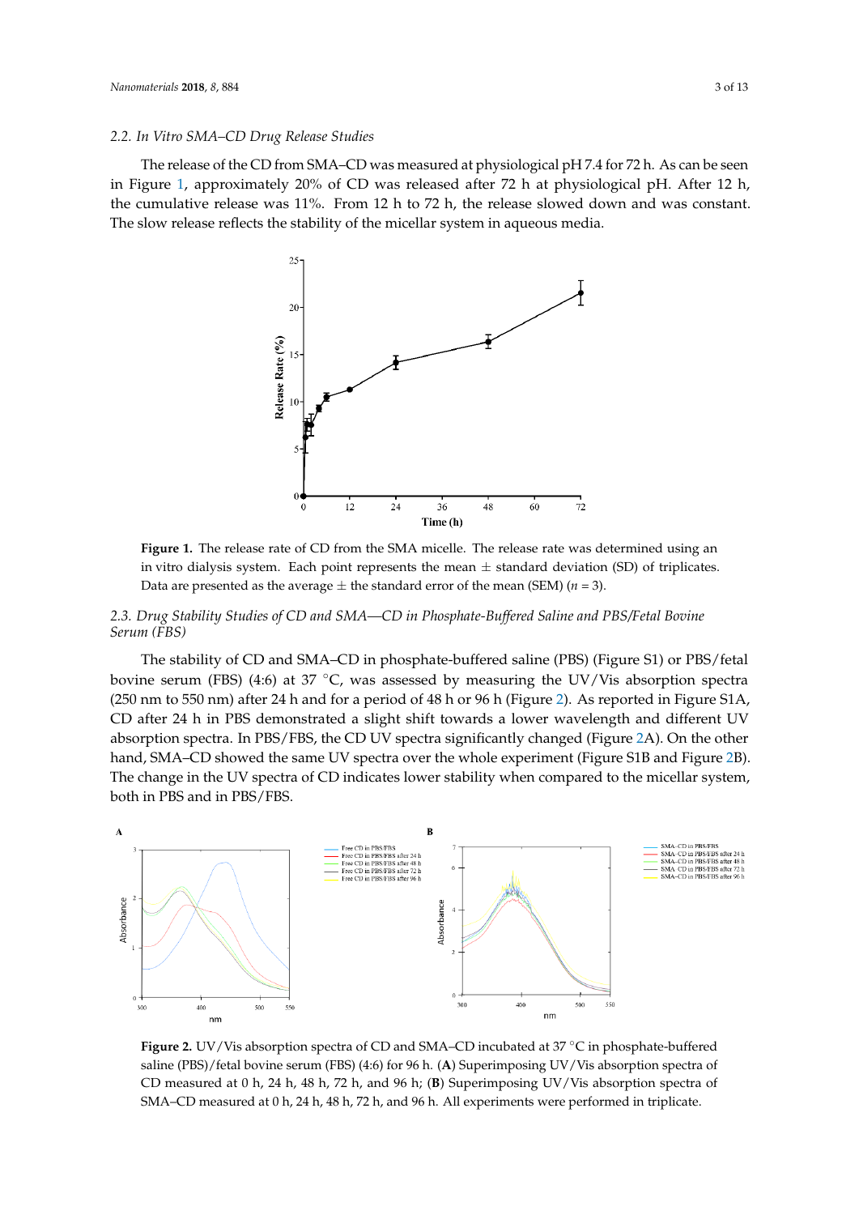### 2.2. In Vitro SMA–CD Drug Release Studies

The release of the CD from SMA–CD was measured at physiological pH 7.4 for 72 h. As can be seen in Figure 1, approximately 20% of CD was released after 72 h at physiological pH. After 12 h, the cumulative release was 11%. From 12 h to 72 h, the release slowed down and was constant. The slow release reflects the stability of the micellar system in aqueous media.

**Figure 1.** The release rate of CD from the SMA micelle. The release rate was determined using an in vitro dialysis system. Each point represents the mean ± standard deviation (SD) of triplicates. Data are presented as the average ± the standard error of the mean (SEM) ($n = 3$).

### 2.3. Drug Stability Studies of CD and SMA—CD in Phosphate-Buffered Saline and PBS/Fetal Bovine Serum (FBS)

The stability of CD and SMA–CD in phosphate-buffered saline (PBS) (Figure S1) or PBS/fetal bovine serum (FBS) (4:6) at 37 °C, was assessed by measuring the UV/Vis absorption spectra (250 nm to 550 nm) after 24 h and for a period of 48 h or 96 h (Figure 2). As reported in Figure S1A, CD after 24 h in PBS demonstrated a slight shift towards a lower wavelength and different UV absorption spectra. In PBS/FBS, the CD UV spectra significantly changed (Figure 2A). On the other hand, SMA–CD showed the same UV spectra over the whole experiment (Figure S1B and Figure 2B). The change in the UV spectra of CD indicates lower stability when compared to the micellar system, both in PBS and in PBS/FBS.

**Figure 2.** UV/Vis absorption spectra of CD and SMA–CD incubated at 37 °C in phosphate-buffered saline (PBS)/fetal bovine serum (FBS) (4:6) for 96 h. (**A**) Superimposing UV/Vis absorption spectra of CD measured at 0 h, 24 h, 48 h, 72 h, and 96 h; (**B**) Superimposing UV/Vis absorption spectra of SMA–CD measured at 0 h, 24 h, 48 h, 72 h, and 96 h. All experiments were performed in triplicate.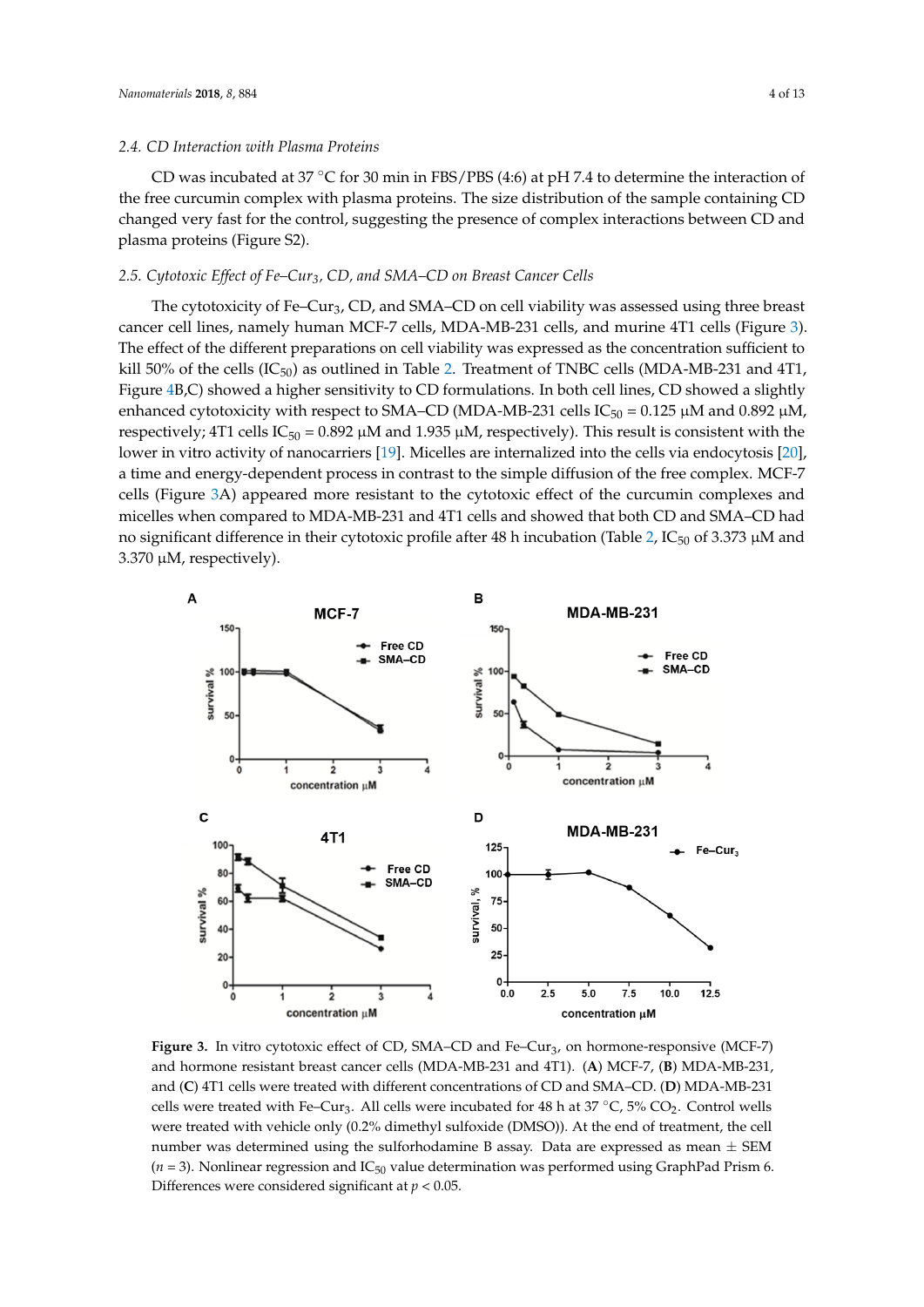### 2.4. CD Interaction with Plasma Proteins

CD was incubated at 37 °C for 30 min in FBS/PBS (4:6) at pH 7.4 to determine the interaction of the free curcumin complex with plasma proteins. The size distribution of the sample containing CD changed very fast for the control, suggesting the presence of complex interactions between CD and plasma proteins (Figure S2).

### 2.5. Cytotoxic Effect of Fe–Cur$_3$, CD, and SMA–CD on Breast Cancer Cells

The cytotoxicity of Fe–Cur$_3$, CD, and SMA–CD on cell viability was assessed using three breast cancer cell lines, namely human MCF-7 cells, MDA-MB-231 cells, and murine 4T1 cells (Figure 3). The effect of the different preparations on cell viability was expressed as the concentration sufficient to kill 50% of the cells ($IC_{50}$) as outlined in Table 2. Treatment of TNBC cells (MDA-MB-231 and 4T1, Figure 4B,C) showed a higher sensitivity to CD formulations. In both cell lines, CD showed a slightly enhanced cytotoxicity with respect to SMA–CD (MDA-MB-231 cells $IC_{50}$ = 0.125 μM and 0.892 μM, respectively; 4T1 cells $IC_{50}$ = 0.892 μM and 1.935 μM, respectively). This result is consistent with the lower in vitro activity of nanocarriers [19]. Micelles are internalized into the cells via endocytosis [20], a time and energy-dependent process in contrast to the simple diffusion of the free complex. MCF-7 cells (Figure 3A) appeared more resistant to the cytotoxic effect of the curcumin complexes and micelles when compared to MDA-MB-231 and 4T1 cells and showed that both CD and SMA–CD had no significant difference in their cytotoxic profile after 48 h incubation (Table 2, $IC_{50}$ of 3.373 μM and 3.370 μM, respectively).

**Figure 3.** In vitro cytotoxic effect of CD, SMA–CD and Fe–Cur$_3$, on hormone-responsive (MCF-7) and hormone resistant breast cancer cells (MDA-MB-231 and 4T1). (**A**) MCF-7, (**B**) MDA-MB-231, and (**C**) 4T1 cells were treated with different concentrations of CD and SMA–CD. (**D**) MDA-MB-231 cells were treated with Fe–Cur$_3$. All cells were incubated for 48 h at 37 °C, 5% $CO_2$. Control wells were treated with vehicle only (0.2% dimethyl sulfoxide (DMSO)). At the end of treatment, the cell number was determined using the sulforhodamine B assay. Data are expressed as mean ± SEM ($n$ = 3). Nonlinear regression and $IC_{50}$ value determination was performed using GraphPad Prism 6. Differences were considered significant at $p < 0.05$.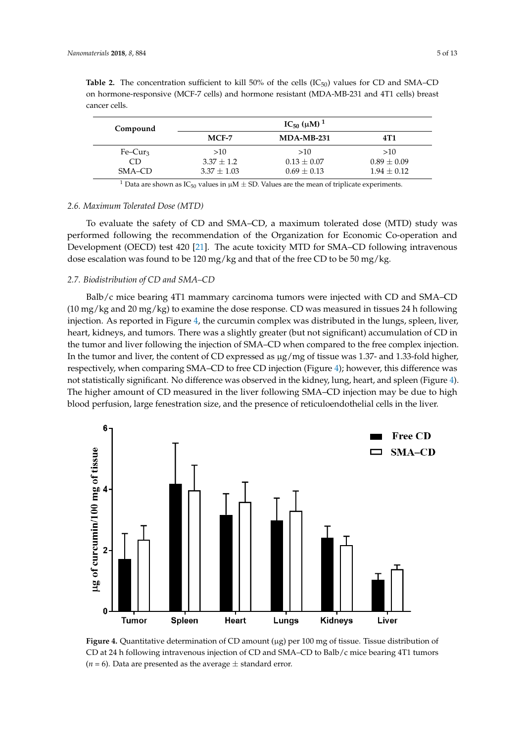**Table 2.** The concentration sufficient to kill 50% of the cells ($IC_{50}$) values for CD and SMA–CD on hormone-responsive (MCF-7 cells) and hormone resistant (MDA-MB-231 and 4T1 cells) breast cancer cells.

| Compound | $IC_{50}$ (μM) [1] | | |
|---|---|---|---|
| | MCF-7 | MDA-MB-231 | 4T1 |
| $Fe–Cur_3$ | >10 | >10 | >10 |
| CD | 3.37 ± 1.2 | 0.13 ± 0.07 | 0.89 ± 0.09 |
| SMA–CD | 3.37 ± 1.03 | 0.69 ± 0.13 | 1.94 ± 0.12 |

[1] Data are shown as $IC_{50}$ values in μM ± SD. Values are the mean of triplicate experiments.

### 2.6. Maximum Tolerated Dose (MTD)

To evaluate the safety of CD and SMA–CD, a maximum tolerated dose (MTD) study was performed following the recommendation of the Organization for Economic Co-operation and Development (OECD) test 420 [21]. The acute toxicity MTD for SMA–CD following intravenous dose escalation was found to be 120 mg/kg and that of the free CD to be 50 mg/kg.

### 2.7. Biodistribution of CD and SMA–CD

Balb/c mice bearing 4T1 mammary carcinoma tumors were injected with CD and SMA–CD (10 mg/kg and 20 mg/kg) to examine the dose response. CD was measured in tissues 24 h following injection. As reported in Figure 4, the curcumin complex was distributed in the lungs, spleen, liver, heart, kidneys, and tumors. There was a slightly greater (but not significant) accumulation of CD in the tumor and liver following the injection of SMA–CD when compared to the free complex injection. In the tumor and liver, the content of CD expressed as μg/mg of tissue was 1.37- and 1.33-fold higher, respectively, when comparing SMA–CD to free CD injection (Figure 4); however, this difference was not statistically significant. No difference was observed in the kidney, lung, heart, and spleen (Figure 4). The higher amount of CD measured in the liver following SMA–CD injection may be due to high blood perfusion, large fenestration size, and the presence of reticuloendothelial cells in the liver.

**Figure 4.** Quantitative determination of CD amount (μg) per 100 mg of tissue. Tissue distribution of CD at 24 h following intravenous injection of CD and SMA–CD to Balb/c mice bearing 4T1 tumors ($n$ = 6). Data are presented as the average ± standard error.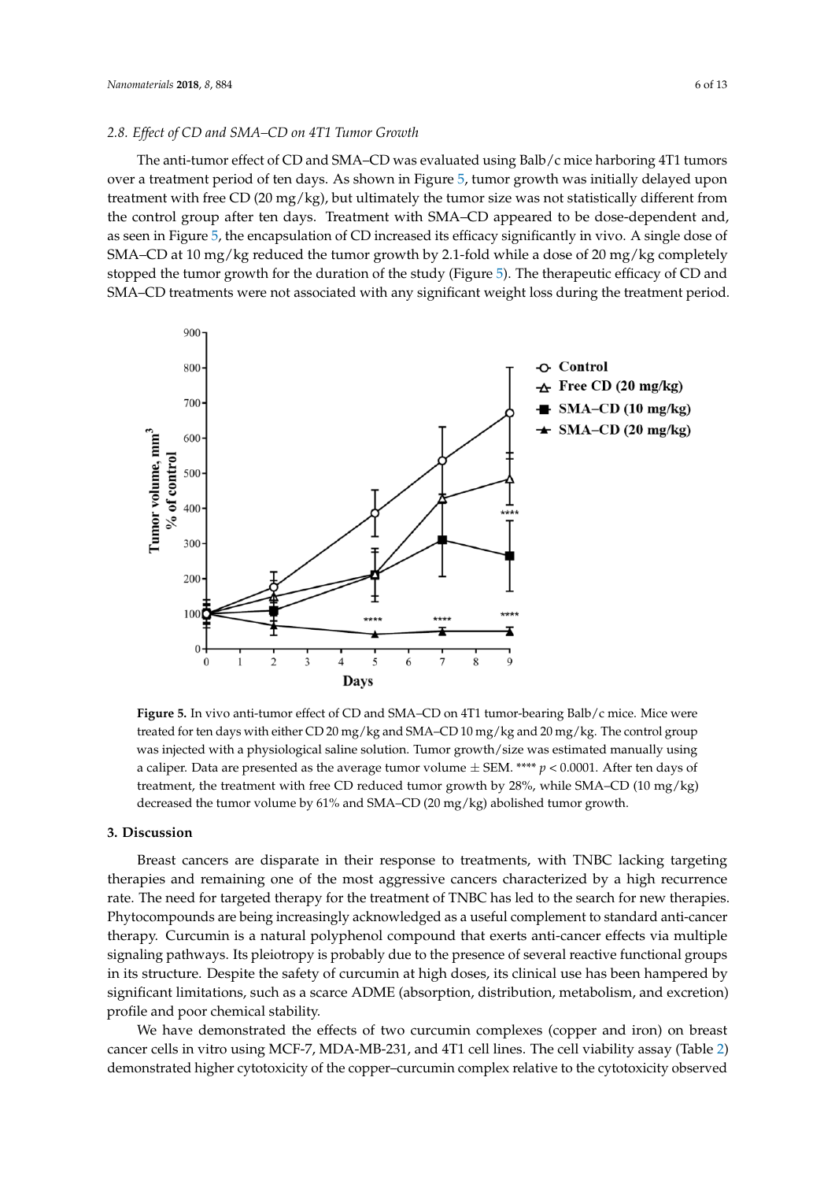### 2.8. Effect of CD and SMA–CD on 4T1 Tumor Growth

The anti-tumor effect of CD and SMA–CD was evaluated using Balb/c mice harboring 4T1 tumors over a treatment period of ten days. As shown in Figure 5, tumor growth was initially delayed upon treatment with free CD (20 mg/kg), but ultimately the tumor size was not statistically different from the control group after ten days. Treatment with SMA–CD appeared to be dose-dependent and, as seen in Figure 5, the encapsulation of CD increased its efficacy significantly in vivo. A single dose of SMA–CD at 10 mg/kg reduced the tumor growth by 2.1-fold while a dose of 20 mg/kg completely stopped the tumor growth for the duration of the study (Figure 5). The therapeutic efficacy of CD and SMA–CD treatments were not associated with any significant weight loss during the treatment period.

**Figure 5.** In vivo anti-tumor effect of CD and SMA–CD on 4T1 tumor-bearing Balb/c mice. Mice were treated for ten days with either CD 20 mg/kg and SMA–CD 10 mg/kg and 20 mg/kg. The control group was injected with a physiological saline solution. Tumor growth/size was estimated manually using a caliper. Data are presented as the average tumor volume ± SEM. **** $p < 0.0001$. After ten days of treatment, the treatment with free CD reduced tumor growth by 28%, while SMA–CD (10 mg/kg) decreased the tumor volume by 61% and SMA–CD (20 mg/kg) abolished tumor growth.

## 3. Discussion

Breast cancers are disparate in their response to treatments, with TNBC lacking targeting therapies and remaining one of the most aggressive cancers characterized by a high recurrence rate. The need for targeted therapy for the treatment of TNBC has led to the search for new therapies. Phytocompounds are being increasingly acknowledged as a useful complement to standard anti-cancer therapy. Curcumin is a natural polyphenol compound that exerts anti-cancer effects via multiple signaling pathways. Its pleiotropy is probably due to the presence of several reactive functional groups in its structure. Despite the safety of curcumin at high doses, its clinical use has been hampered by significant limitations, such as a scarce ADME (absorption, distribution, metabolism, and excretion) profile and poor chemical stability.

We have demonstrated the effects of two curcumin complexes (copper and iron) on breast cancer cells in vitro using MCF-7, MDA-MB-231, and 4T1 cell lines. The cell viability assay (Table 2) demonstrated higher cytotoxicity of the copper–curcumin complex relative to the cytotoxicity observed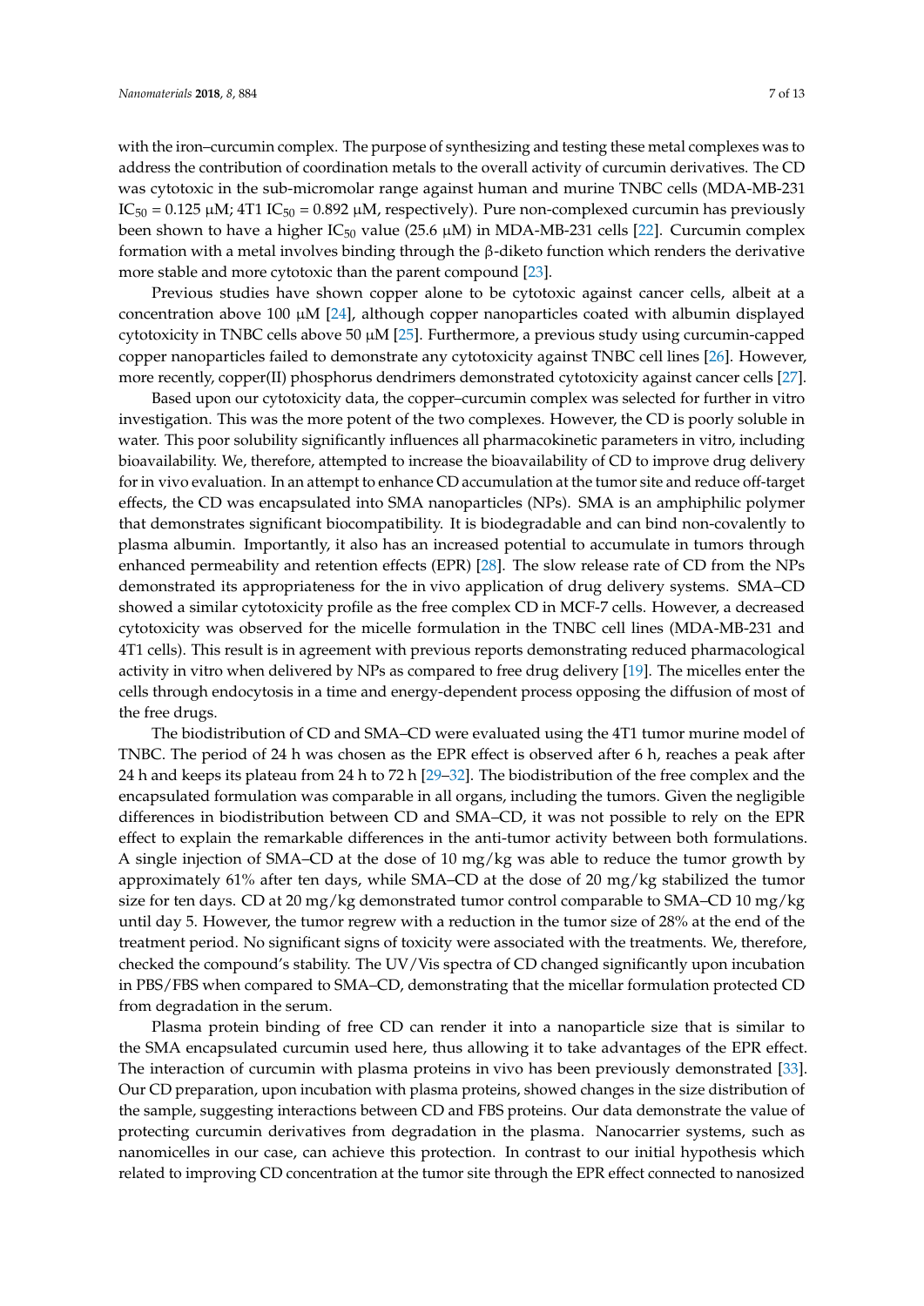with the iron–curcumin complex. The purpose of synthesizing and testing these metal complexes was to address the contribution of coordination metals to the overall activity of curcumin derivatives. The CD was cytotoxic in the sub-micromolar range against human and murine TNBC cells (MDA-MB-231 $IC_{50}$ = 0.125 μM; 4T1 $IC_{50}$ = 0.892 μM, respectively). Pure non-complexed curcumin has previously been shown to have a higher $IC_{50}$ value (25.6 μM) in MDA-MB-231 cells [22]. Curcumin complex formation with a metal involves binding through the β-diketo function which renders the derivative more stable and more cytotoxic than the parent compound [23].

Previous studies have shown copper alone to be cytotoxic against cancer cells, albeit at a concentration above 100 μM [24], although copper nanoparticles coated with albumin displayed cytotoxicity in TNBC cells above 50 μM [25]. Furthermore, a previous study using curcumin-capped copper nanoparticles failed to demonstrate any cytotoxicity against TNBC cell lines [26]. However, more recently, copper(II) phosphorus dendrimers demonstrated cytotoxicity against cancer cells [27].

Based upon our cytotoxicity data, the copper–curcumin complex was selected for further in vitro investigation. This was the more potent of the two complexes. However, the CD is poorly soluble in water. This poor solubility significantly influences all pharmacokinetic parameters in vitro, including bioavailability. We, therefore, attempted to increase the bioavailability of CD to improve drug delivery for in vivo evaluation. In an attempt to enhance CD accumulation at the tumor site and reduce off-target effects, the CD was encapsulated into SMA nanoparticles (NPs). SMA is an amphiphilic polymer that demonstrates significant biocompatibility. It is biodegradable and can bind non-covalently to plasma albumin. Importantly, it also has an increased potential to accumulate in tumors through enhanced permeability and retention effects (EPR) [28]. The slow release rate of CD from the NPs demonstrated its appropriateness for the in vivo application of drug delivery systems. SMA–CD showed a similar cytotoxicity profile as the free complex CD in MCF-7 cells. However, a decreased cytotoxicity was observed for the micelle formulation in the TNBC cell lines (MDA-MB-231 and 4T1 cells). This result is in agreement with previous reports demonstrating reduced pharmacological activity in vitro when delivered by NPs as compared to free drug delivery [19]. The micelles enter the cells through endocytosis in a time and energy-dependent process opposing the diffusion of most of the free drugs.

The biodistribution of CD and SMA–CD were evaluated using the 4T1 tumor murine model of TNBC. The period of 24 h was chosen as the EPR effect is observed after 6 h, reaches a peak after 24 h and keeps its plateau from 24 h to 72 h [29–32]. The biodistribution of the free complex and the encapsulated formulation was comparable in all organs, including the tumors. Given the negligible differences in biodistribution between CD and SMA–CD, it was not possible to rely on the EPR effect to explain the remarkable differences in the anti-tumor activity between both formulations. A single injection of SMA–CD at the dose of 10 mg/kg was able to reduce the tumor growth by approximately 61% after ten days, while SMA–CD at the dose of 20 mg/kg stabilized the tumor size for ten days. CD at 20 mg/kg demonstrated tumor control comparable to SMA–CD 10 mg/kg until day 5. However, the tumor regrew with a reduction in the tumor size of 28% at the end of the treatment period. No significant signs of toxicity were associated with the treatments. We, therefore, checked the compound's stability. The UV/Vis spectra of CD changed significantly upon incubation in PBS/FBS when compared to SMA–CD, demonstrating that the micellar formulation protected CD from degradation in the serum.

Plasma protein binding of free CD can render it into a nanoparticle size that is similar to the SMA encapsulated curcumin used here, thus allowing it to take advantages of the EPR effect. The interaction of curcumin with plasma proteins in vivo has been previously demonstrated [33]. Our CD preparation, upon incubation with plasma proteins, showed changes in the size distribution of the sample, suggesting interactions between CD and FBS proteins. Our data demonstrate the value of protecting curcumin derivatives from degradation in the plasma. Nanocarrier systems, such as nanomicelles in our case, can achieve this protection. In contrast to our initial hypothesis which related to improving CD concentration at the tumor site through the EPR effect connected to nanosized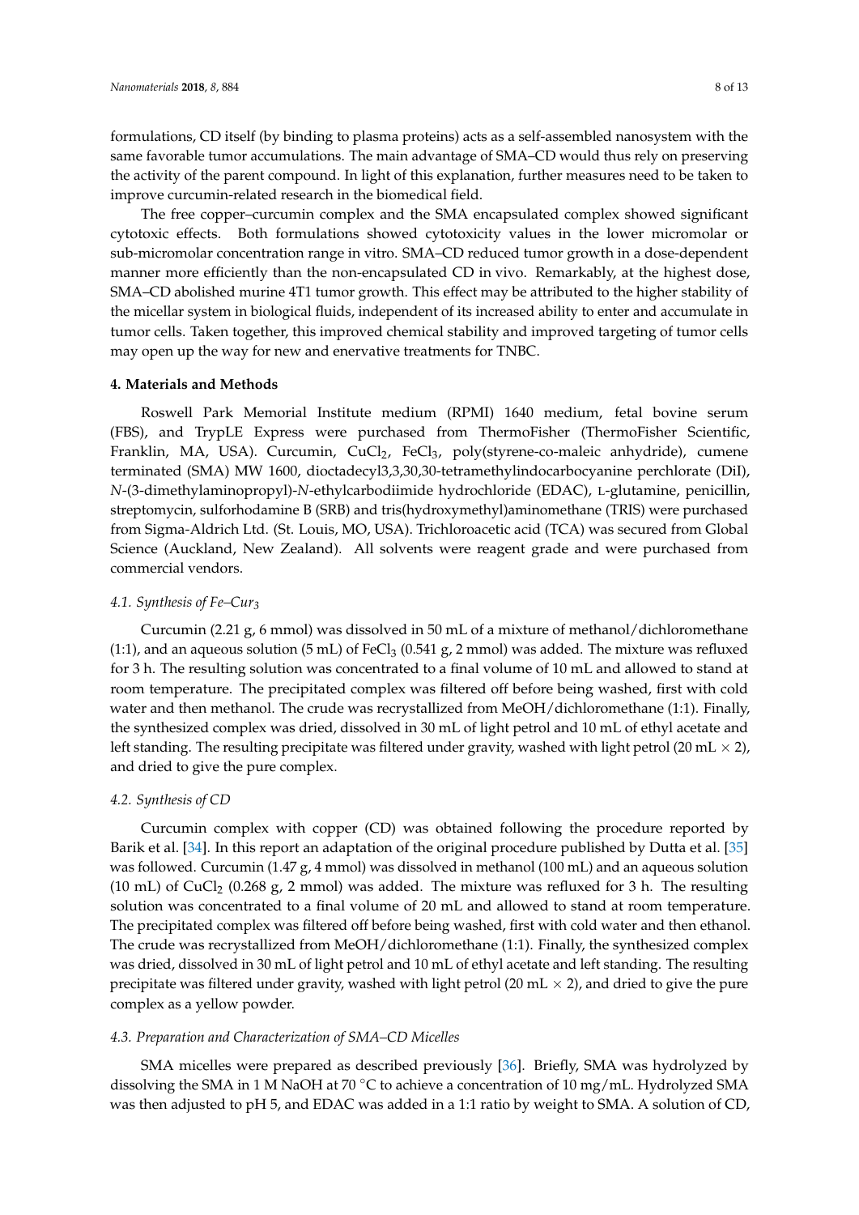formulations, CD itself (by binding to plasma proteins) acts as a self-assembled nanosystem with the same favorable tumor accumulations. The main advantage of SMA–CD would thus rely on preserving the activity of the parent compound. In light of this explanation, further measures need to be taken to improve curcumin-related research in the biomedical field.

The free copper–curcumin complex and the SMA encapsulated complex showed significant cytotoxic effects. Both formulations showed cytotoxicity values in the lower micromolar or sub-micromolar concentration range in vitro. SMA–CD reduced tumor growth in a dose-dependent manner more efficiently than the non-encapsulated CD in vivo. Remarkably, at the highest dose, SMA–CD abolished murine 4T1 tumor growth. This effect may be attributed to the higher stability of the micellar system in biological fluids, independent of its increased ability to enter and accumulate in tumor cells. Taken together, this improved chemical stability and improved targeting of tumor cells may open up the way for new and enervative treatments for TNBC.

## 4. Materials and Methods

Roswell Park Memorial Institute medium (RPMI) 1640 medium, fetal bovine serum (FBS), and TrypLE Express were purchased from ThermoFisher (ThermoFisher Scientific, Franklin, MA, USA). Curcumin, $CuCl_2$, $FeCl_3$, poly(styrene-co-maleic anhydride), cumene terminated (SMA) MW 1600, dioctadecyl3,3,30,30-tetramethylindocarbocyanine perchlorate (DiI), *N*-(3-dimethylaminopropyl)-*N*-ethylcarbodiimide hydrochloride (EDAC), L-glutamine, penicillin, streptomycin, sulforhodamine B (SRB) and tris(hydroxymethyl)aminomethane (TRIS) were purchased from Sigma-Aldrich Ltd. (St. Louis, MO, USA). Trichloroacetic acid (TCA) was secured from Global Science (Auckland, New Zealand). All solvents were reagent grade and were purchased from commercial vendors.

### 4.1. Synthesis of Fe–$Cur_3$

Curcumin (2.21 g, 6 mmol) was dissolved in 50 mL of a mixture of methanol/dichloromethane (1:1), and an aqueous solution (5 mL) of $FeCl_3$ (0.541 g, 2 mmol) was added. The mixture was refluxed for 3 h. The resulting solution was concentrated to a final volume of 10 mL and allowed to stand at room temperature. The precipitated complex was filtered off before being washed, first with cold water and then methanol. The crude was recrystallized from MeOH/dichloromethane (1:1). Finally, the synthesized complex was dried, dissolved in 30 mL of light petrol and 10 mL of ethyl acetate and left standing. The resulting precipitate was filtered under gravity, washed with light petrol (20 mL × 2), and dried to give the pure complex.

### 4.2. Synthesis of CD

Curcumin complex with copper (CD) was obtained following the procedure reported by Barik et al. [34]. In this report an adaptation of the original procedure published by Dutta et al. [35] was followed. Curcumin (1.47 g, 4 mmol) was dissolved in methanol (100 mL) and an aqueous solution (10 mL) of $CuCl_2$ (0.268 g, 2 mmol) was added. The mixture was refluxed for 3 h. The resulting solution was concentrated to a final volume of 20 mL and allowed to stand at room temperature. The precipitated complex was filtered off before being washed, first with cold water and then ethanol. The crude was recrystallized from MeOH/dichloromethane (1:1). Finally, the synthesized complex was dried, dissolved in 30 mL of light petrol and 10 mL of ethyl acetate and left standing. The resulting precipitate was filtered under gravity, washed with light petrol (20 mL × 2), and dried to give the pure complex as a yellow powder.

### 4.3. Preparation and Characterization of SMA–CD Micelles

SMA micelles were prepared as described previously [36]. Briefly, SMA was hydrolyzed by dissolving the SMA in 1 M NaOH at 70 °C to achieve a concentration of 10 mg/mL. Hydrolyzed SMA was then adjusted to pH 5, and EDAC was added in a 1:1 ratio by weight to SMA. A solution of CD,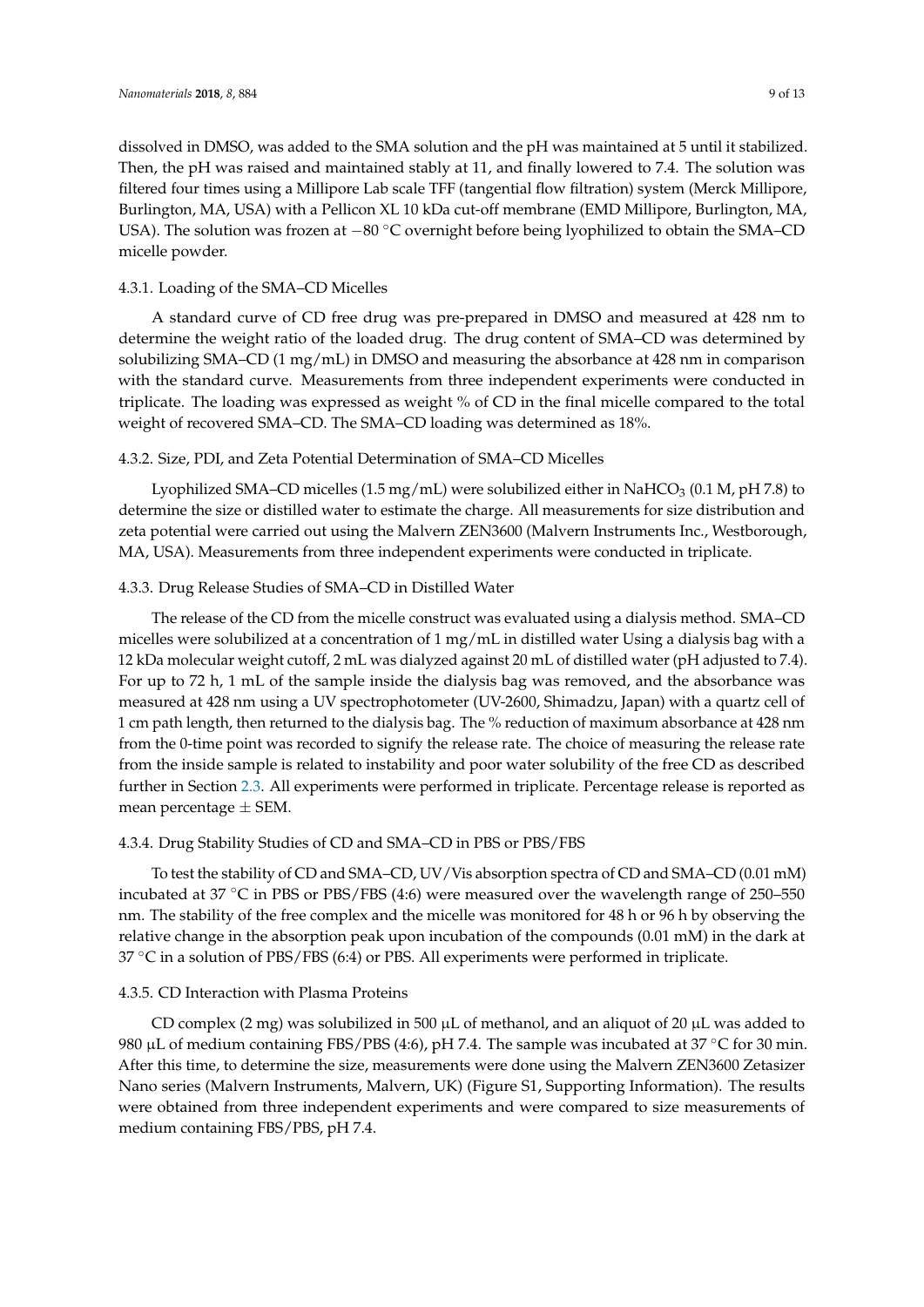dissolved in DMSO, was added to the SMA solution and the pH was maintained at 5 until it stabilized. Then, the pH was raised and maintained stably at 11, and finally lowered to 7.4. The solution was filtered four times using a Millipore Lab scale TFF (tangential flow filtration) system (Merck Millipore, Burlington, MA, USA) with a Pellicon XL 10 kDa cut-off membrane (EMD Millipore, Burlington, MA, USA). The solution was frozen at −80 °C overnight before being lyophilized to obtain the SMA–CD micelle powder.

#### 4.3.1. Loading of the SMA–CD Micelles

A standard curve of CD free drug was pre-prepared in DMSO and measured at 428 nm to determine the weight ratio of the loaded drug. The drug content of SMA–CD was determined by solubilizing SMA–CD (1 mg/mL) in DMSO and measuring the absorbance at 428 nm in comparison with the standard curve. Measurements from three independent experiments were conducted in triplicate. The loading was expressed as weight % of CD in the final micelle compared to the total weight of recovered SMA–CD. The SMA–CD loading was determined as 18%.

#### 4.3.2. Size, PDI, and Zeta Potential Determination of SMA–CD Micelles

Lyophilized SMA–CD micelles (1.5 mg/mL) were solubilized either in $NaHCO_3$ (0.1 M, pH 7.8) to determine the size or distilled water to estimate the charge. All measurements for size distribution and zeta potential were carried out using the Malvern ZEN3600 (Malvern Instruments Inc., Westborough, MA, USA). Measurements from three independent experiments were conducted in triplicate.

#### 4.3.3. Drug Release Studies of SMA–CD in Distilled Water

The release of the CD from the micelle construct was evaluated using a dialysis method. SMA–CD micelles were solubilized at a concentration of 1 mg/mL in distilled water Using a dialysis bag with a 12 kDa molecular weight cutoff, 2 mL was dialyzed against 20 mL of distilled water (pH adjusted to 7.4). For up to 72 h, 1 mL of the sample inside the dialysis bag was removed, and the absorbance was measured at 428 nm using a UV spectrophotometer (UV-2600, Shimadzu, Japan) with a quartz cell of 1 cm path length, then returned to the dialysis bag. The % reduction of maximum absorbance at 428 nm from the 0-time point was recorded to signify the release rate. The choice of measuring the release rate from the inside sample is related to instability and poor water solubility of the free CD as described further in Section 2.3. All experiments were performed in triplicate. Percentage release is reported as mean percentage ± SEM.

#### 4.3.4. Drug Stability Studies of CD and SMA–CD in PBS or PBS/FBS

To test the stability of CD and SMA–CD, UV/Vis absorption spectra of CD and SMA–CD (0.01 mM) incubated at 37 °C in PBS or PBS/FBS (4:6) were measured over the wavelength range of 250–550 nm. The stability of the free complex and the micelle was monitored for 48 h or 96 h by observing the relative change in the absorption peak upon incubation of the compounds (0.01 mM) in the dark at 37 °C in a solution of PBS/FBS (6:4) or PBS. All experiments were performed in triplicate.

#### 4.3.5. CD Interaction with Plasma Proteins

CD complex (2 mg) was solubilized in 500 µL of methanol, and an aliquot of 20 µL was added to 980 µL of medium containing FBS/PBS (4:6), pH 7.4. The sample was incubated at 37 °C for 30 min. After this time, to determine the size, measurements were done using the Malvern ZEN3600 Zetasizer Nano series (Malvern Instruments, Malvern, UK) (Figure S1, Supporting Information). The results were obtained from three independent experiments and were compared to size measurements of medium containing FBS/PBS, pH 7.4.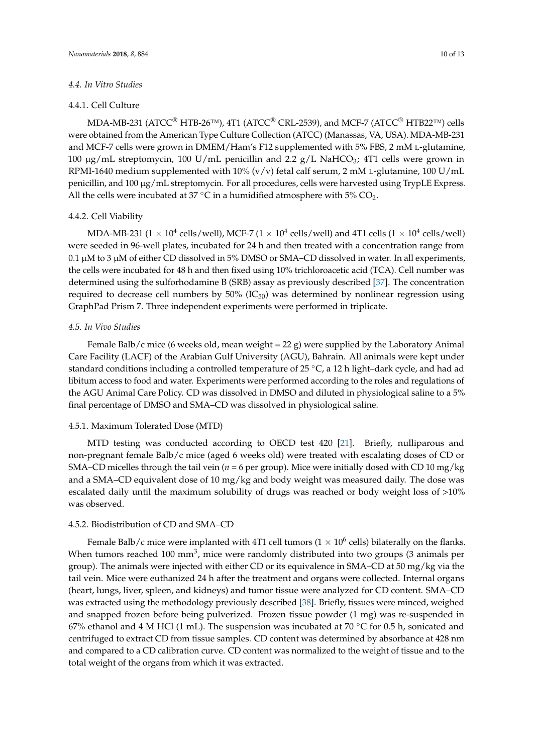### 4.4. In Vitro Studies

#### 4.4.1. Cell Culture

MDA-MB-231 (ATCC® HTB-26™), 4T1 (ATCC® CRL-2539), and MCF-7 (ATCC® HTB22™) cells were obtained from the American Type Culture Collection (ATCC) (Manassas, VA, USA). MDA-MB-231 and MCF-7 cells were grown in DMEM/Ham's F12 supplemented with 5% FBS, 2 mM L-glutamine, 100 μg/mL streptomycin, 100 U/mL penicillin and 2.2 g/L $NaHCO_3$; 4T1 cells were grown in RPMI-1640 medium supplemented with 10% (v/v) fetal calf serum, 2 mM L-glutamine, 100 U/mL penicillin, and 100 μg/mL streptomycin. For all procedures, cells were harvested using TrypLE Express. All the cells were incubated at 37 °C in a humidified atmosphere with 5% $CO_2$.

#### 4.4.2. Cell Viability

MDA-MB-231 ($1 \times 10^4$ cells/well), MCF-7 ($1 \times 10^4$ cells/well) and 4T1 cells ($1 \times 10^4$ cells/well) were seeded in 96-well plates, incubated for 24 h and then treated with a concentration range from 0.1 μM to 3 μM of either CD dissolved in 5% DMSO or SMA–CD dissolved in water. In all experiments, the cells were incubated for 48 h and then fixed using 10% trichloroacetic acid (TCA). Cell number was determined using the sulforhodamine B (SRB) assay as previously described [37]. The concentration required to decrease cell numbers by 50% ($IC_{50}$) was determined by nonlinear regression using GraphPad Prism 7. Three independent experiments were performed in triplicate.

### 4.5. In Vivo Studies

Female Balb/c mice (6 weeks old, mean weight = 22 g) were supplied by the Laboratory Animal Care Facility (LACF) of the Arabian Gulf University (AGU), Bahrain. All animals were kept under standard conditions including a controlled temperature of 25 °C, a 12 h light–dark cycle, and had ad libitum access to food and water. Experiments were performed according to the roles and regulations of the AGU Animal Care Policy. CD was dissolved in DMSO and diluted in physiological saline to a 5% final percentage of DMSO and SMA–CD was dissolved in physiological saline.

#### 4.5.1. Maximum Tolerated Dose (MTD)

MTD testing was conducted according to OECD test 420 [21]. Briefly, nulliparous and non-pregnant female Balb/c mice (aged 6 weeks old) were treated with escalating doses of CD or SMA–CD micelles through the tail vein ($n = 6$ per group). Mice were initially dosed with CD 10 mg/kg and a SMA–CD equivalent dose of 10 mg/kg and body weight was measured daily. The dose was escalated daily until the maximum solubility of drugs was reached or body weight loss of >10% was observed.

#### 4.5.2. Biodistribution of CD and SMA–CD

Female Balb/c mice were implanted with 4T1 cell tumors ($1 \times 10^6$ cells) bilaterally on the flanks. When tumors reached 100 $mm^3$, mice were randomly distributed into two groups (3 animals per group). The animals were injected with either CD or its equivalence in SMA–CD at 50 mg/kg via the tail vein. Mice were euthanized 24 h after the treatment and organs were collected. Internal organs (heart, lungs, liver, spleen, and kidneys) and tumor tissue were analyzed for CD content. SMA–CD was extracted using the methodology previously described [38]. Briefly, tissues were minced, weighed and snapped frozen before being pulverized. Frozen tissue powder (1 mg) was re-suspended in 67% ethanol and 4 M HCl (1 mL). The suspension was incubated at 70 °C for 0.5 h, sonicated and centrifuged to extract CD from tissue samples. CD content was determined by absorbance at 428 nm and compared to a CD calibration curve. CD content was normalized to the weight of tissue and to the total weight of the organs from which it was extracted.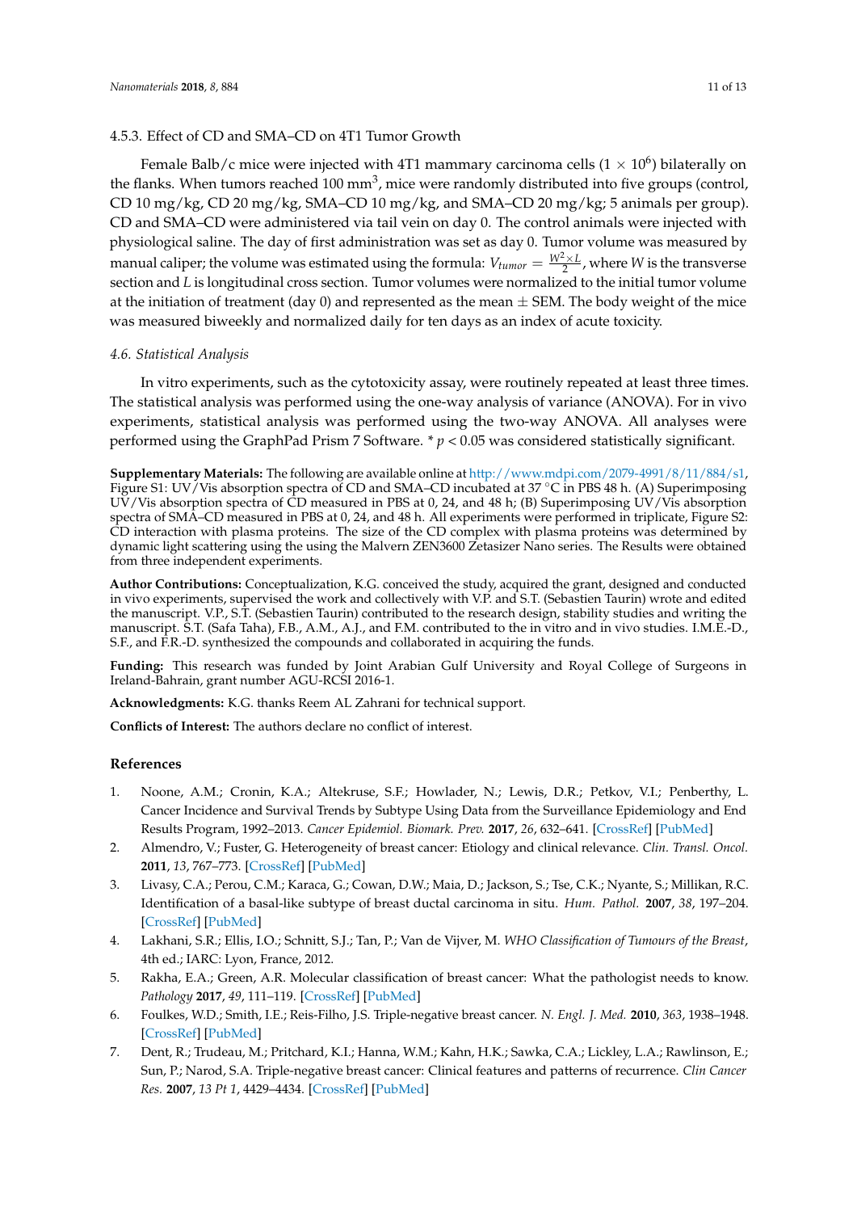#### 4.5.3. Effect of CD and SMA–CD on 4T1 Tumor Growth

Female Balb/c mice were injected with 4T1 mammary carcinoma cells ($1 \times 10^6$) bilaterally on the flanks. When tumors reached 100 $mm^3$, mice were randomly distributed into five groups (control, CD 10 mg/kg, CD 20 mg/kg, SMA–CD 10 mg/kg, and SMA–CD 20 mg/kg; 5 animals per group). CD and SMA–CD were administered via tail vein on day 0. The control animals were injected with physiological saline. The day of first administration was set as day 0. Tumor volume was measured by manual caliper; the volume was estimated using the formula: $V_{tumor} = \frac{W^2 \times L}{2}$, where $W$ is the transverse section and $L$ is longitudinal cross section. Tumor volumes were normalized to the initial tumor volume at the initiation of treatment (day 0) and represented as the mean ± SEM. The body weight of the mice was measured biweekly and normalized daily for ten days as an index of acute toxicity.

### 4.6. Statistical Analysis

In vitro experiments, such as the cytotoxicity assay, were routinely repeated at least three times. The statistical analysis was performed using the one-way analysis of variance (ANOVA). For in vivo experiments, statistical analysis was performed using the two-way ANOVA. All analyses were performed using the GraphPad Prism 7 Software. * $p < 0.05$ was considered statistically significant.

**Supplementary Materials:** The following are available online at http://www.mdpi.com/2079-4991/8/11/884/s1, Figure S1: UV/Vis absorption spectra of CD and SMA–CD incubated at 37 °C in PBS 48 h. (A) Superimposing UV/Vis absorption spectra of CD measured in PBS at 0, 24, and 48 h; (B) Superimposing UV/Vis absorption spectra of SMA–CD measured in PBS at 0, 24, and 48 h. All experiments were performed in triplicate, Figure S2: CD interaction with plasma proteins. The size of the CD complex with plasma proteins was determined by dynamic light scattering using the Malvern ZEN3600 Zetasizer Nano series. The Results were obtained from three independent experiments.

**Author Contributions:** Conceptualization, K.G. conceived the study, acquired the grant, designed and conducted in vivo experiments, supervised the work and collectively with V.P. and S.T. (Sebastien Taurin) wrote and edited the manuscript. V.P., S.T. (Sebastien Taurin) contributed to the research design, stability studies and writing the manuscript. S.T. (Safa Taha), F.B., A.M., A.J., and F.M. contributed to the in vitro and in vivo studies. I.M.E.-D., S.F., and F.R.-D. synthesized the compounds and collaborated in acquiring the funds.

**Funding:** This research was funded by Joint Arabian Gulf University and Royal College of Surgeons in Ireland-Bahrain, grant number AGU-RCSI 2016-1.

**Acknowledgments:** K.G. thanks Reem AL Zahrani for technical support.

**Conflicts of Interest:** The authors declare no conflict of interest.

## References

1. Noone, A.M.; Cronin, K.A.; Altekruse, S.F.; Howlader, N.; Lewis, D.R.; Petkov, V.I.; Penberthy, L. Cancer Incidence and Survival Trends by Subtype Using Data from the Surveillance Epidemiology and End Results Program, 1992–2013. *Cancer Epidemiol. Biomark. Prev.* **2017**, *26*, 632–641. [CrossRef] [PubMed]
2. Almendro, V.; Fuster, G. Heterogeneity of breast cancer: Etiology and clinical relevance. *Clin. Transl. Oncol.* **2011**, *13*, 767–773. [CrossRef] [PubMed]
3. Livasy, C.A.; Perou, C.M.; Karaca, G.; Cowan, D.W.; Maia, D.; Jackson, S.; Tse, C.K.; Nyante, S.; Millikan, R.C. Identification of a basal-like subtype of breast ductal carcinoma in situ. *Hum. Pathol.* **2007**, *38*, 197–204. [CrossRef] [PubMed]
4. Lakhani, S.R.; Ellis, I.O.; Schnitt, S.J.; Tan, P.; Van de Vijver, M. *WHO Classification of Tumours of the Breast*, 4th ed.; IARC: Lyon, France, 2012.
5. Rakha, E.A.; Green, A.R. Molecular classification of breast cancer: What the pathologist needs to know. *Pathology* **2017**, *49*, 111–119. [CrossRef] [PubMed]
6. Foulkes, W.D.; Smith, I.E.; Reis-Filho, J.S. Triple-negative breast cancer. *N. Engl. J. Med.* **2010**, *363*, 1938–1948. [CrossRef] [PubMed]
7. Dent, R.; Trudeau, M.; Pritchard, K.I.; Hanna, W.M.; Kahn, H.K.; Sawka, C.A.; Lickley, L.A.; Rawlinson, E.; Sun, P.; Narod, S.A. Triple-negative breast cancer: Clinical features and patterns of recurrence. *Clin Cancer Res.* **2007**, *13 Pt 1*, 4429–4434. [CrossRef] [PubMed]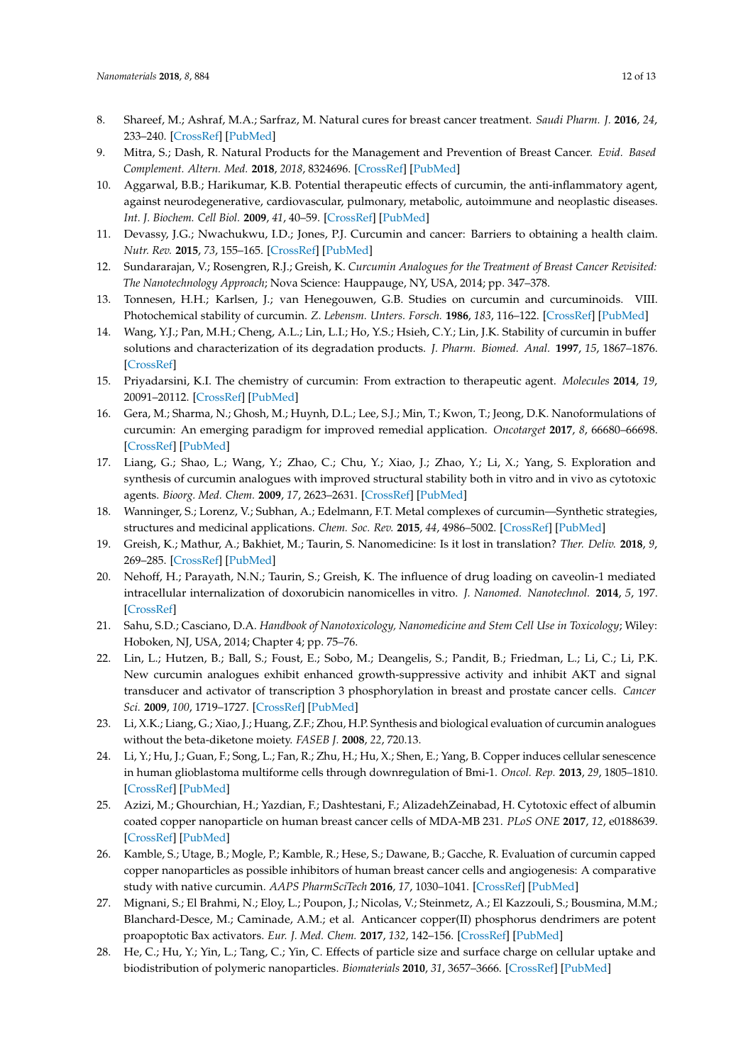8. Shareef, M.; Ashraf, M.A.; Sarfraz, M. Natural cures for breast cancer treatment. *Saudi Pharm. J.* **2016**, *24*, 233–240. [CrossRef] [PubMed]
9. Mitra, S.; Dash, R. Natural Products for the Management and Prevention of Breast Cancer. *Evid. Based Complement. Altern. Med.* **2018**, *2018*, 8324696. [CrossRef] [PubMed]
10. Aggarwal, B.B.; Harikumar, K.B. Potential therapeutic effects of curcumin, the anti-inflammatory agent, against neurodegenerative, cardiovascular, pulmonary, metabolic, autoimmune and neoplastic diseases. *Int. J. Biochem. Cell Biol.* **2009**, *41*, 40–59. [CrossRef] [PubMed]
11. Devassy, J.G.; Nwachukwu, I.D.; Jones, P.J. Curcumin and cancer: Barriers to obtaining a health claim. *Nutr. Rev.* **2015**, *73*, 155–165. [CrossRef] [PubMed]
12. Sundararajan, V.; Rosengren, R.J.; Greish, K. *Curcumin Analogues for the Treatment of Breast Cancer Revisited: The Nanotechnology Approach*; Nova Science: Hauppauge, NY, USA, 2014; pp. 347–378.
13. Tonnesen, H.H.; Karlsen, J.; van Henegouwen, G.B. Studies on curcumin and curcuminoids. VIII. Photochemical stability of curcumin. *Z. Lebensm. Unters. Forsch.* **1986**, *183*, 116–122. [CrossRef] [PubMed]
14. Wang, Y.J.; Pan, M.H.; Cheng, A.L.; Lin, L.I.; Ho, Y.S.; Hsieh, C.Y.; Lin, J.K. Stability of curcumin in buffer solutions and characterization of its degradation products. *J. Pharm. Biomed. Anal.* **1997**, *15*, 1867–1876. [CrossRef]
15. Priyadarsini, K.I. The chemistry of curcumin: From extraction to therapeutic agent. *Molecules* **2014**, *19*, 20091–20112. [CrossRef] [PubMed]
16. Gera, M.; Sharma, N.; Ghosh, M.; Huynh, D.L.; Lee, S.J.; Min, T.; Kwon, T.; Jeong, D.K. Nanoformulations of curcumin: An emerging paradigm for improved remedial application. *Oncotarget* **2017**, *8*, 66680–66698. [CrossRef] [PubMed]
17. Liang, G.; Shao, L.; Wang, Y.; Zhao, C.; Chu, Y.; Xiao, J.; Zhao, Y.; Li, X.; Yang, S. Exploration and synthesis of curcumin analogues with improved structural stability both in vitro and in vivo as cytotoxic agents. *Bioorg. Med. Chem.* **2009**, *17*, 2623–2631. [CrossRef] [PubMed]
18. Wanninger, S.; Lorenz, V.; Subhan, A.; Edelmann, F.T. Metal complexes of curcumin—Synthetic strategies, structures and medicinal applications. *Chem. Soc. Rev.* **2015**, *44*, 4986–5002. [CrossRef] [PubMed]
19. Greish, K.; Mathur, A.; Bakhiet, M.; Taurin, S. Nanomedicine: Is it lost in translation? *Ther. Deliv.* **2018**, *9*, 269–285. [CrossRef] [PubMed]
20. Nehoff, H.; Parayath, N.N.; Taurin, S.; Greish, K. The influence of drug loading on caveolin-1 mediated intracellular internalization of doxorubicin nanomicelles in vitro. *J. Nanomed. Nanotechnol.* **2014**, *5*, 197. [CrossRef]
21. Sahu, S.D.; Casciano, D.A. *Handbook of Nanotoxicology, Nanomedicine and Stem Cell Use in Toxicology*; Wiley: Hoboken, NJ, USA, 2014; Chapter 4; pp. 75–76.
22. Lin, L.; Hutzen, B.; Ball, S.; Foust, E.; Sobo, M.; Deangelis, S.; Pandit, B.; Friedman, L.; Li, C.; Li, P.K. New curcumin analogues exhibit enhanced growth-suppressive activity and inhibit AKT and signal transducer and activator of transcription 3 phosphorylation in breast and prostate cancer cells. *Cancer Sci.* **2009**, *100*, 1719–1727. [CrossRef] [PubMed]
23. Li, X.K.; Liang, G.; Xiao, J.; Huang, Z.F.; Zhou, H.P. Synthesis and biological evaluation of curcumin analogues without the beta-diketone moiety. *FASEB J.* **2008**, *22*, 720.13.
24. Li, Y.; Hu, J.; Guan, F.; Song, L.; Fan, R.; Zhu, H.; Hu, X.; Shen, E.; Yang, B. Copper induces cellular senescence in human glioblastoma multiforme cells through downregulation of Bmi-1. *Oncol. Rep.* **2013**, *29*, 1805–1810. [CrossRef] [PubMed]
25. Azizi, M.; Ghourchian, H.; Yazdian, F.; Dashtestani, F.; AlizadehZeinabad, H. Cytotoxic effect of albumin coated copper nanoparticle on human breast cancer cells of MDA-MB 231. *PLoS ONE* **2017**, *12*, e0188639. [CrossRef] [PubMed]
26. Kamble, S.; Utage, B.; Mogle, P.; Kamble, R.; Hese, S.; Dawane, B.; Gacche, R. Evaluation of curcumin capped copper nanoparticles as possible inhibitors of human breast cancer cells and angiogenesis: A comparative study with native curcumin. *AAPS PharmSciTech* **2016**, *17*, 1030–1041. [CrossRef] [PubMed]
27. Mignani, S.; El Brahmi, N.; Eloy, L.; Poupon, J.; Nicolas, V.; Steinmetz, A.; El Kazzouli, S.; Bousmina, M.M.; Blanchard-Desce, M.; Caminade, A.M.; et al. Anticancer copper(II) phosphorus dendrimers are potent proapoptotic Bax activators. *Eur. J. Med. Chem.* **2017**, *132*, 142–156. [CrossRef] [PubMed]
28. He, C.; Hu, Y.; Yin, L.; Tang, C.; Yin, C. Effects of particle size and surface charge on cellular uptake and biodistribution of polymeric nanoparticles. *Biomaterials* **2010**, *31*, 3657–3666. [CrossRef] [PubMed]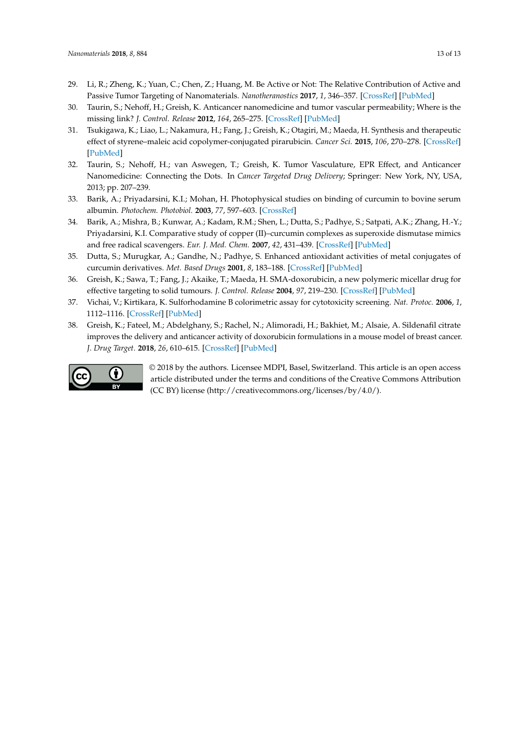29. Li, R.; Zheng, K.; Yuan, C.; Chen, Z.; Huang, M. Be Active or Not: The Relative Contribution of Active and Passive Tumor Targeting of Nanomaterials. *Nanotheranostics* **2017**, *1*, 346–357. [CrossRef] [PubMed]
30. Taurin, S.; Nehoff, H.; Greish, K. Anticancer nanomedicine and tumor vascular permeability; Where is the missing link? *J. Control. Release* **2012**, *164*, 265–275. [CrossRef] [PubMed]
31. Tsukigawa, K.; Liao, L.; Nakamura, H.; Fang, J.; Greish, K.; Otagiri, M.; Maeda, H. Synthesis and therapeutic effect of styrene–maleic acid copolymer-conjugated pirarubicin. *Cancer Sci.* **2015**, *106*, 270–278. [CrossRef] [PubMed]
32. Taurin, S.; Nehoff, H.; van Aswegen, T.; Greish, K. Tumor Vasculature, EPR Effect, and Anticancer Nanomedicine: Connecting the Dots. In *Cancer Targeted Drug Delivery*; Springer: New York, NY, USA, 2013; pp. 207–239.
33. Barik, A.; Priyadarsini, K.I.; Mohan, H. Photophysical studies on binding of curcumin to bovine serum albumin. *Photochem. Photobiol.* **2003**, *77*, 597–603. [CrossRef]
34. Barik, A.; Mishra, B.; Kunwar, A.; Kadam, R.M.; Shen, L.; Dutta, S.; Padhye, S.; Satpati, A.K.; Zhang, H.-Y.; Priyadarsini, K.I. Comparative study of copper (II)–curcumin complexes as superoxide dismutase mimics and free radical scavengers. *Eur. J. Med. Chem.* **2007**, *42*, 431–439. [CrossRef] [PubMed]
35. Dutta, S.; Murugkar, A.; Gandhe, N.; Padhye, S. Enhanced antioxidant activities of metal conjugates of curcumin derivatives. *Met. Based Drugs* **2001**, *8*, 183–188. [CrossRef] [PubMed]
36. Greish, K.; Sawa, T.; Fang, J.; Akaike, T.; Maeda, H. SMA-doxorubicin, a new polymeric micellar drug for effective targeting to solid tumours. *J. Control. Release* **2004**, *97*, 219–230. [CrossRef] [PubMed]
37. Vichai, V.; Kirtikara, K. Sulforhodamine B colorimetric assay for cytotoxicity screening. *Nat. Protoc.* **2006**, *1*, 1112–1116. [CrossRef] [PubMed]
38. Greish, K.; Fateel, M.; Abdelghany, S.; Rachel, N.; Alimoradi, H.; Bakhiet, M.; Alsaie, A. Sildenafil citrate improves the delivery and anticancer activity of doxorubicin formulations in a mouse model of breast cancer. *J. Drug Target.* **2018**, *26*, 610–615. [CrossRef] [PubMed]

© 2018 by the authors. Licensee MDPI, Basel, Switzerland. This article is an open access article distributed under the terms and conditions of the Creative Commons Attribution (CC BY) license (http://creativecommons.org/licenses/by/4.0/).